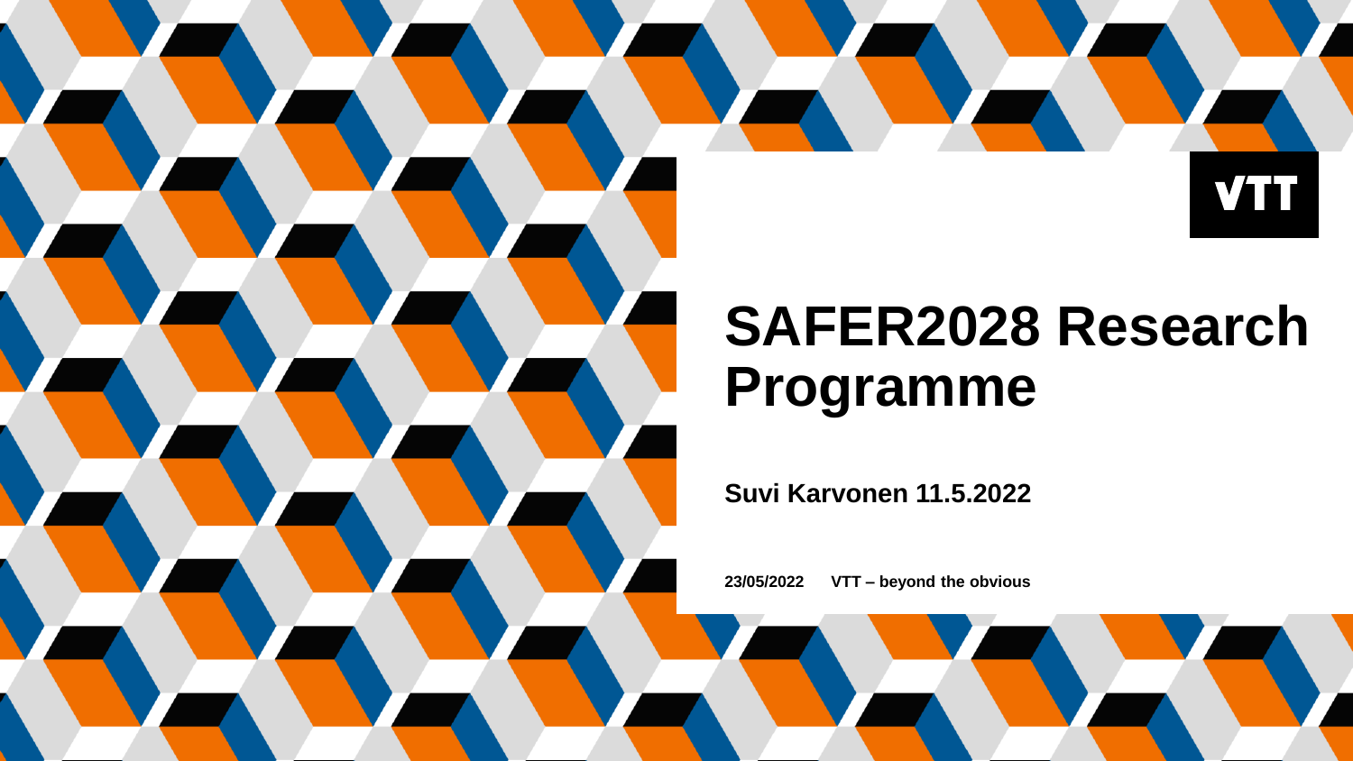# SAFER2028 Research Programme

**Suvi Karvonen 11.5.2022**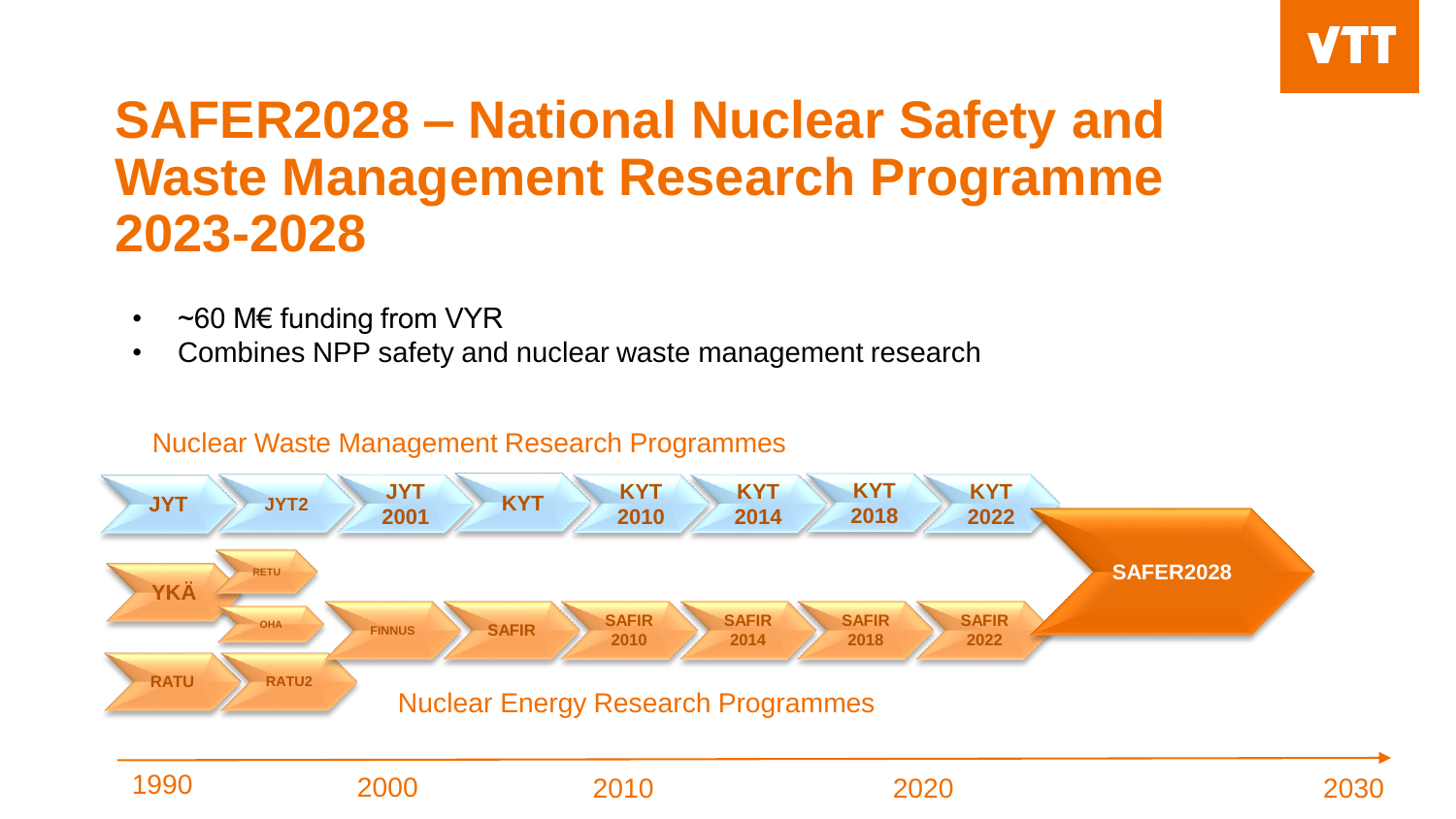# SAFER2028 – National Nuclear Safety and Waste Management Research Programme 2023-2028

- ~60 M€ funding from VYR
- Combines NPP safety and nuclear waste management research

Nuclear Waste Management Research Programmes

JYT → JYT2 → JYT 2001 → KYT → KYT 2010 → KYT 2014 → KYT 2018 → KYT 2022 → SAFER2028

YKÄ → RETU / OHA → FINNUS → SAFIR → SAFIR 2010 → SAFIR 2014 → SAFIR 2018 → SAFIR 2022 → SAFER2028

RATU → RATU2

Nuclear Energy Research Programmes

1990 2000 2010 2020 2030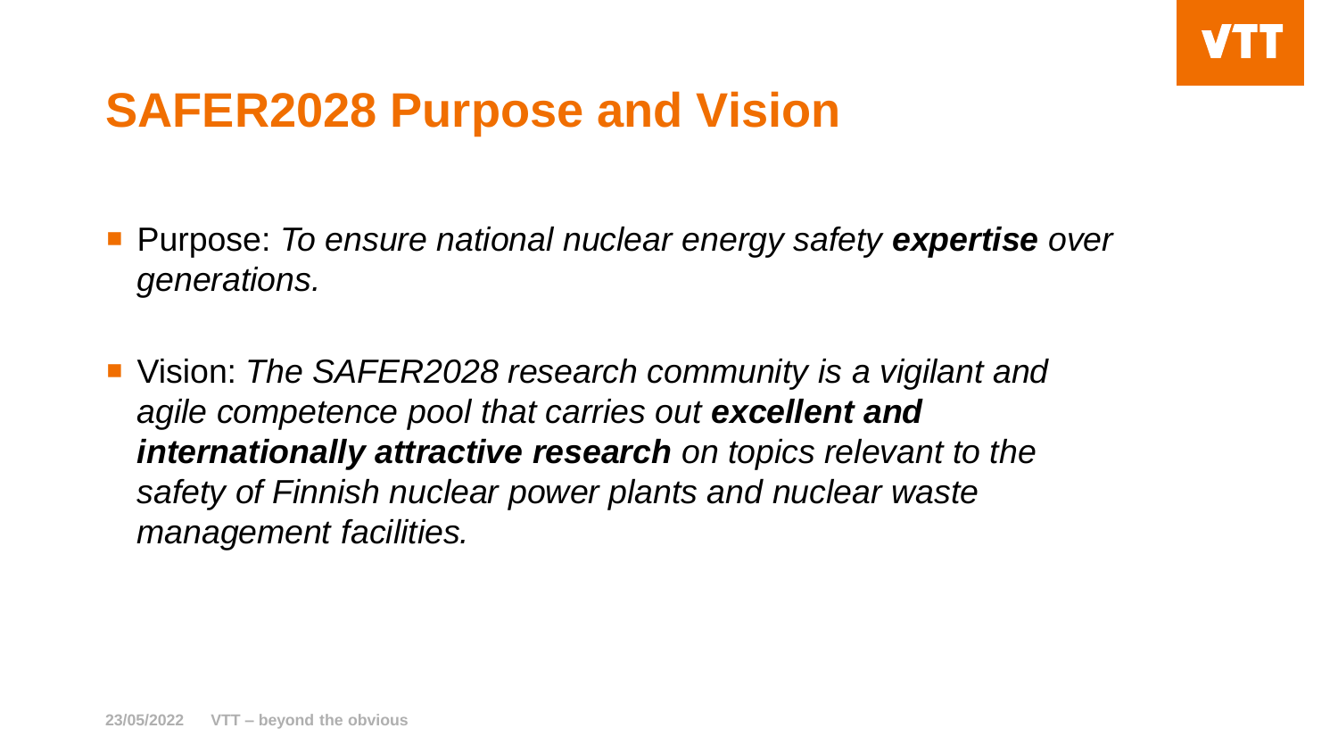# SAFER2028 Purpose and Vision

- Purpose: *To ensure national nuclear energy safety **expertise** over generations.*

- Vision: *The SAFER2028 research community is a vigilant and agile competence pool that carries out **excellent and internationally attractive research** on topics relevant to the safety of Finnish nuclear power plants and nuclear waste management facilities.*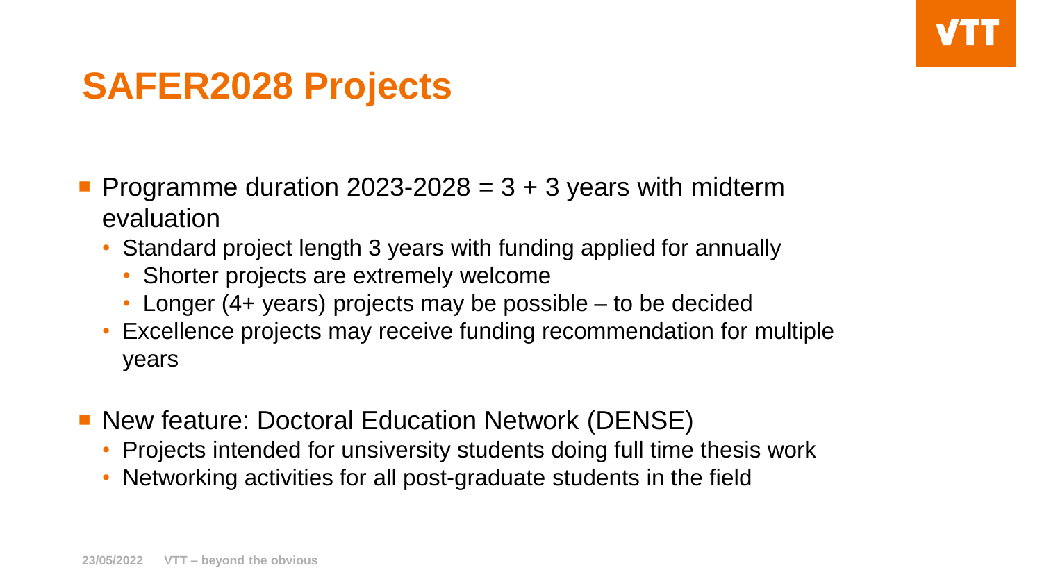# SAFER2028 Projects

- Programme duration 2023-2028 = 3 + 3 years with midterm evaluation
  - Standard project length 3 years with funding applied for annually
    - Shorter projects are extremely welcome
    - Longer (4+ years) projects may be possible – to be decided
  - Excellence projects may receive funding recommendation for multiple years

- New feature: Doctoral Education Network (DENSE)
  - Projects intended for unsiversity students doing full time thesis work
  - Networking activities for all post-graduate students in the field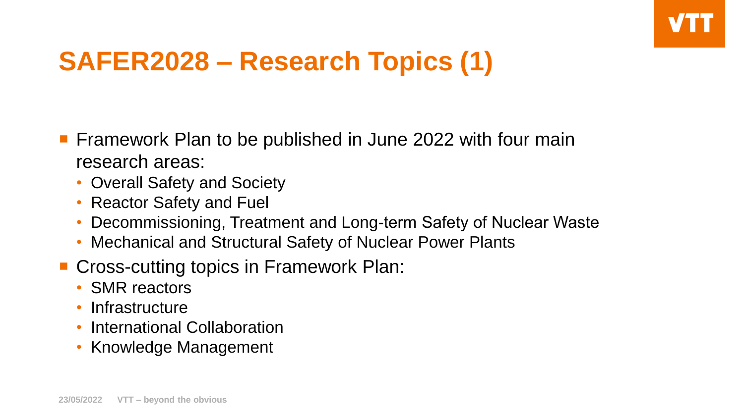# SAFER2028 – Research Topics (1)

- Framework Plan to be published in June 2022 with four main research areas:
  - Overall Safety and Society
  - Reactor Safety and Fuel
  - Decommissioning, Treatment and Long-term Safety of Nuclear Waste
  - Mechanical and Structural Safety of Nuclear Power Plants
- Cross-cutting topics in Framework Plan:
  - SMR reactors
  - Infrastructure
  - International Collaboration
  - Knowledge Management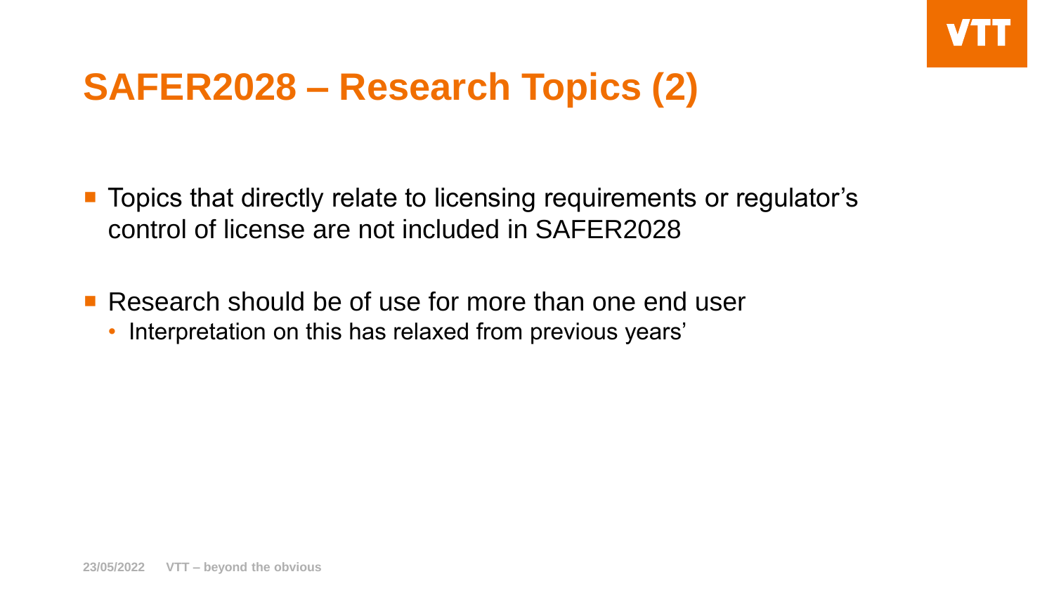# SAFER2028 – Research Topics (2)

- Topics that directly relate to licensing requirements or regulator's control of license are not included in SAFER2028
- Research should be of use for more than one end user
  - Interpretation on this has relaxed from previous years'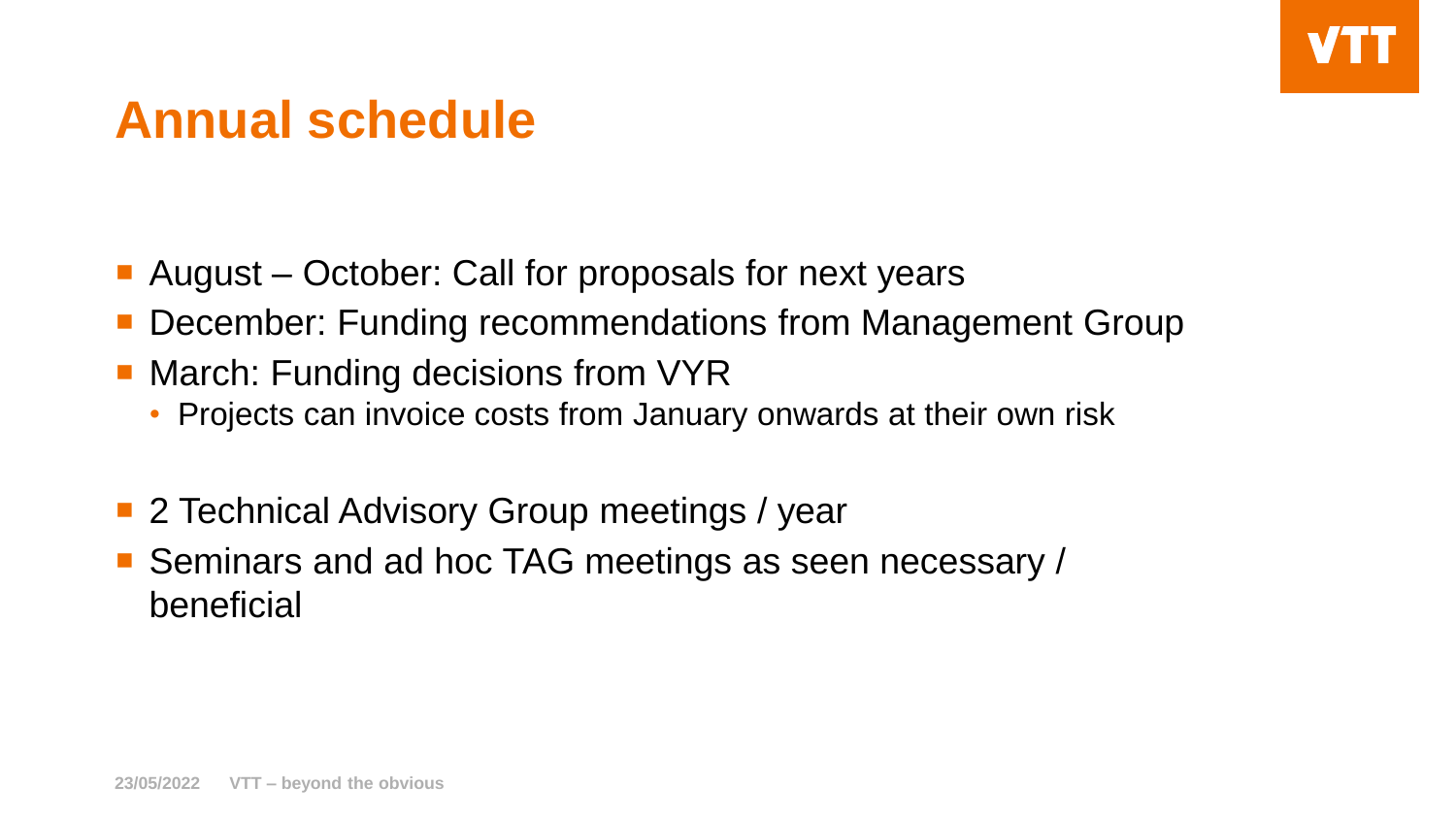# Annual schedule

- August – October: Call for proposals for next years
- December: Funding recommendations from Management Group
- March: Funding decisions from VYR
  - Projects can invoice costs from January onwards at their own risk

- 2 Technical Advisory Group meetings / year
- Seminars and ad hoc TAG meetings as seen necessary / beneficial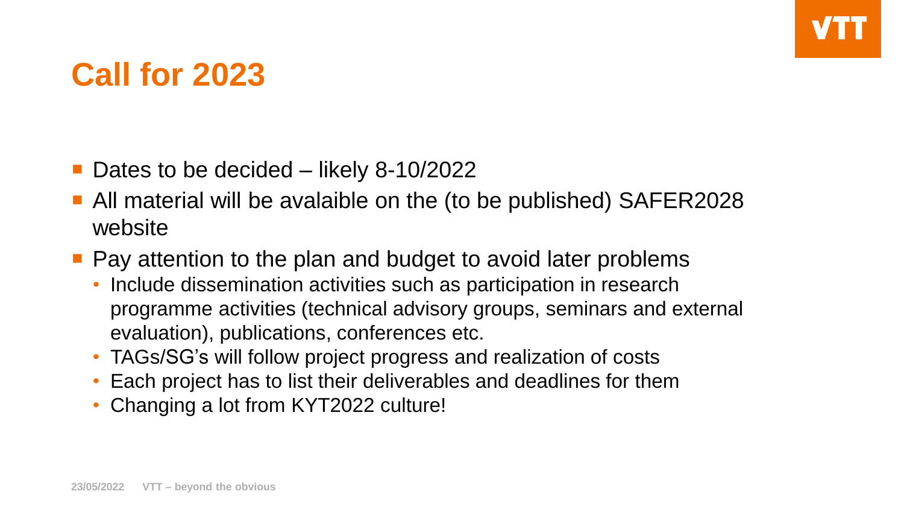# Call for 2023

- Dates to be decided – likely 8-10/2022
- All material will be avalaible on the (to be published) SAFER2028 website
- Pay attention to the plan and budget to avoid later problems
  - Include dissemination activities such as participation in research programme activities (technical advisory groups, seminars and external evaluation), publications, conferences etc.
  - TAGs/SG's will follow project progress and realization of costs
  - Each project has to list their deliverables and deadlines for them
  - Changing a lot from KYT2022 culture!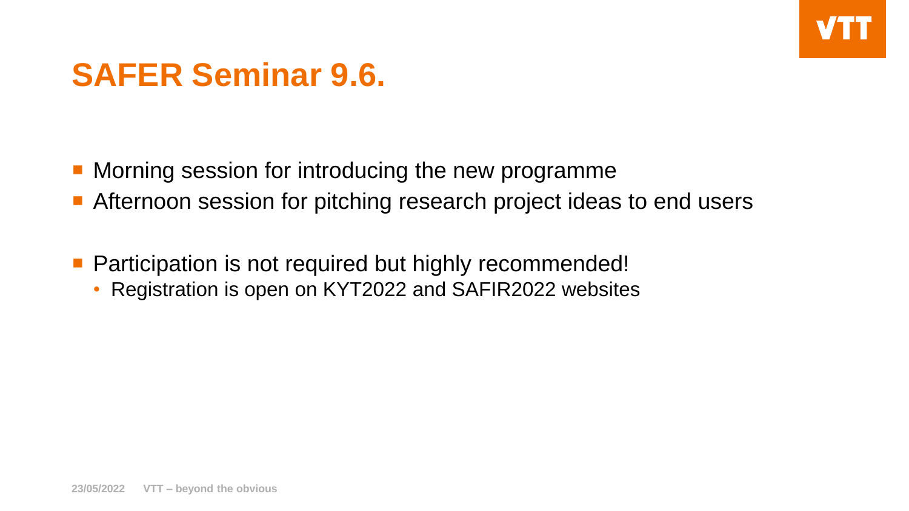# SAFER Seminar 9.6.

- Morning session for introducing the new programme
- Afternoon session for pitching research project ideas to end users

- Participation is not required but highly recommended!
  - Registration is open on KYT2022 and SAFIR2022 websites